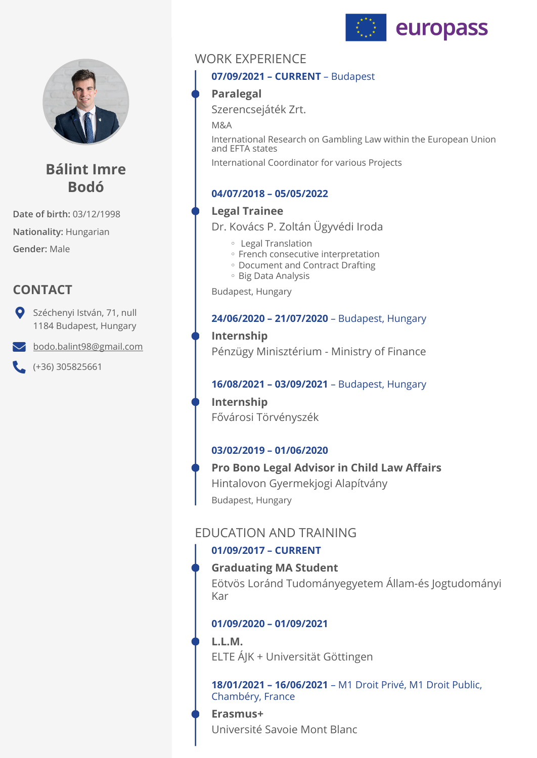# Bálint Imre Bodó

**Date of birth:** 03/12/1998

**Nationality:** Hungarian

**Gender:** Male

## CONTACT

Széchenyi István, 71, null
1184 Budapest, Hungary

bodo.balint98@gmail.com

(+36) 305825661

## WORK EXPERIENCE

**07/09/2021 – CURRENT** – Budapest

### Paralegal

Szerencsejáték Zrt.

M&A

International Research on Gambling Law within the European Union and EFTA states

International Coordinator for various Projects

**04/07/2018 – 05/05/2022**

### Legal Trainee

Dr. Kovács P. Zoltán Ügyvédi Iroda

- Legal Translation
- French consecutive interpretation
- Document and Contract Drafting
- Big Data Analysis

Budapest, Hungary

**24/06/2020 – 21/07/2020** – Budapest, Hungary

### Internship

Pénzügy Minisztérium - Ministry of Finance

**16/08/2021 – 03/09/2021** – Budapest, Hungary

### Internship

Fővárosi Törvényszék

**03/02/2019 – 01/06/2020**

### Pro Bono Legal Advisor in Child Law Affairs

Hintalovon Gyermekjogi Alapítvány

Budapest, Hungary

## EDUCATION AND TRAINING

**01/09/2017 – CURRENT**

### Graduating MA Student

Eötvös Loránd Tudományegyetem Állam-és Jogtudományi Kar

**01/09/2020 – 01/09/2021**

### L.L.M.

ELTE ÁJK + Universität Göttingen

**18/01/2021 – 16/06/2021** – M1 Droit Privé, M1 Droit Public, Chambéry, France

### Erasmus+

Université Savoie Mont Blanc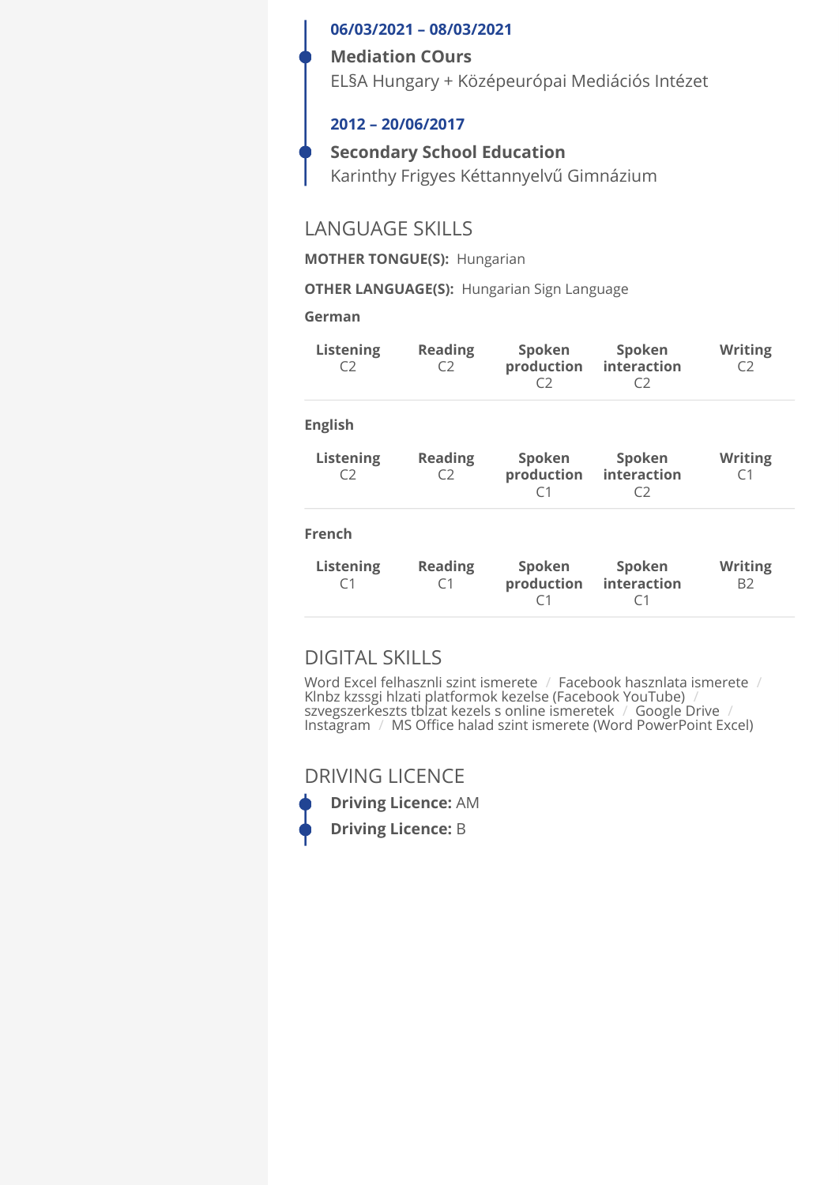**06/03/2021 – 08/03/2021**

**Mediation COurs**

ELSA Hungary + Középeurópai Mediációs Intézet

**2012 – 20/06/2017**

**Secondary School Education**

Karinthy Frigyes Kéttannyelvű Gimnázium

## LANGUAGE SKILLS

**MOTHER TONGUE(S):** Hungarian

**OTHER LANGUAGE(S):** Hungarian Sign Language

**German**

| Listening | Reading | Spoken production | Spoken interaction | Writing |
|---|---|---|---|---|
| C2 | C2 | C2 | C2 | C2 |

**English**

| Listening | Reading | Spoken production | Spoken interaction | Writing |
|---|---|---|---|---|
| C2 | C2 | C1 | C2 | C1 |

**French**

| Listening | Reading | Spoken production | Spoken interaction | Writing |
|---|---|---|---|---|
| C1 | C1 | C1 | C1 | B2 |

## DIGITAL SKILLS

Word Excel felhasznli szint ismerete / Facebook hasznlata ismerete / Klnbz kzssgi hlzati platformok kezelse (Facebook YouTube) / szvegszerkeszts tblzat kezels s online ismeretek / Google Drive / Instagram / MS Office halad szint ismerete (Word PowerPoint Excel)

## DRIVING LICENCE

**Driving Licence:** AM

**Driving Licence:** B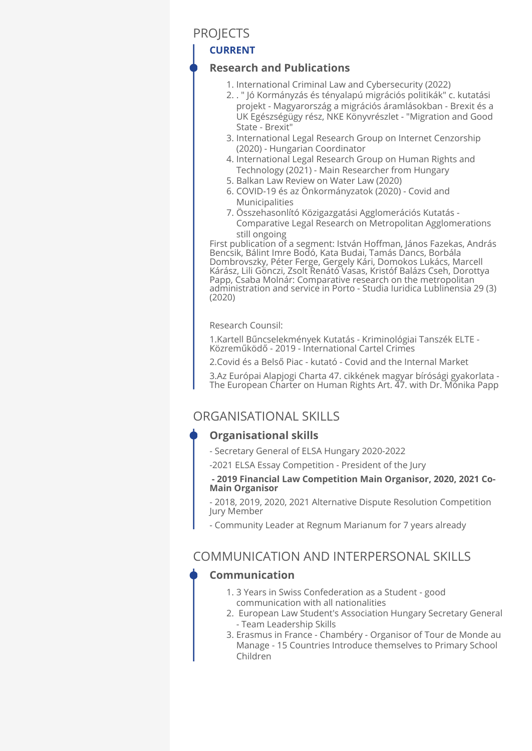## PROJECTS

**CURRENT**

### Research and Publications

1. International Criminal Law and Cybersecurity (2022)
2. . " Jó Kormányzás és tényalapú migrációs politikák" c. kutatási projekt - Magyarország a migrációs áramlásokban - Brexit és a UK Egészségügy rész, NKE Könyvrészlet - "Migration and Good State - Brexit"
3. International Legal Research Group on Internet Cenzorship (2020) - Hungarian Coordinator
4. International Legal Research Group on Human Rights and Technology (2021) - Main Researcher from Hungary
5. Balkan Law Review on Water Law (2020)
6. COVID-19 és az Önkormányzatok (2020) - Covid and Municipalities
7. Összehasonlító Közigazgatási Agglomerációs Kutatás - Comparative Legal Research on Metropolitan Agglomerations still ongoing

First publication of a segment: István Hoffman, János Fazekas, András Bencsik, Bálint Imre Bodó, Kata Budai, Tamás Dancs, Borbála Dombrovszky, Péter Ferge, Gergely Kári, Domokos Lukács, Marcell Kárász, Lili Gönczi, Zsolt Renátó Vasas, Kristóf Balázs Cseh, Dorottya Papp, Csaba Molnár: Comparative research on the metropolitan administration and service in Porto - Studia Iuridica Lublinensia 29 (3) (2020)

Research Counsil:

1.Kartell Bűncselekmények Kutatás - Kriminológiai Tanszék ELTE - Közreműködő - 2019 - International Cartel Crimes

2.Covid és a Belső Piac - kutató - Covid and the Internal Market

3.Az Európai Alapjogi Charta 47. cikkének magyar bírósági gyakorlata - The European Charter on Human Rights Art. 47. with Dr. Mónika Papp

## ORGANISATIONAL SKILLS

### Organisational skills

- Secretary General of ELSA Hungary 2020-2022

-2021 ELSA Essay Competition - President of the Jury

**- 2019 Financial Law Competition Main Organisor, 2020, 2021 Co-Main Organisor**

- 2018, 2019, 2020, 2021 Alternative Dispute Resolution Competition Jury Member

- Community Leader at Regnum Marianum for 7 years already

## COMMUNICATION AND INTERPERSONAL SKILLS

### Communication

1. 3 Years in Swiss Confederation as a Student - good communication with all nationalities
2. European Law Student's Association Hungary Secretary General - Team Leadership Skills
3. Erasmus in France - Chambéry - Organisor of Tour de Monde au Manage - 15 Countries Introduce themselves to Primary School Children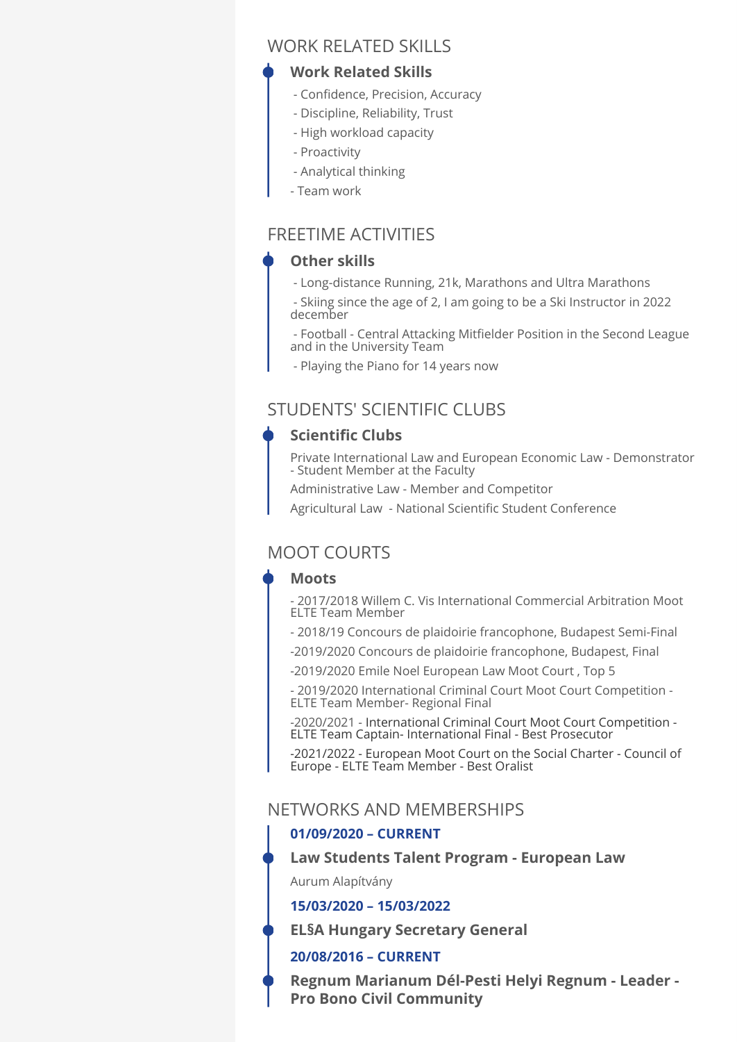## WORK RELATED SKILLS

### Work Related Skills

- Confidence, Precision, Accuracy
- Discipline, Reliability, Trust
- High workload capacity
- Proactivity
- Analytical thinking
- Team work

## FREETIME ACTIVITIES

### Other skills

- Long-distance Running, 21k, Marathons and Ultra Marathons
- Skiing since the age of 2, I am going to be a Ski Instructor in 2022 december
- Football - Central Attacking Mitfielder Position in the Second League and in the University Team
- Playing the Piano for 14 years now

## STUDENTS' SCIENTIFIC CLUBS

### Scientific Clubs

Private International Law and European Economic Law - Demonstrator - Student Member at the Faculty

Administrative Law - Member and Competitor

Agricultural Law - National Scientific Student Conference

## MOOT COURTS

### Moots

- 2017/2018 Willem C. Vis International Commercial Arbitration Moot ELTE Team Member
- 2018/19 Concours de plaidoirie francophone, Budapest Semi-Final
- 2019/2020 Concours de plaidoirie francophone, Budapest, Final
- 2019/2020 Emile Noel European Law Moot Court , Top 5
- 2019/2020 International Criminal Court Moot Court Competition - ELTE Team Member- Regional Final
- 2020/2021 - International Criminal Court Moot Court Competition - ELTE Team Captain- International Final - Best Prosecutor
- 2021/2022 - European Moot Court on the Social Charter - Council of Europe - ELTE Team Member - Best Oralist

## NETWORKS AND MEMBERSHIPS

**01/09/2020 – CURRENT**

**Law Students Talent Program - European Law**

Aurum Alapítvány

**15/03/2020 – 15/03/2022**

**EL§A Hungary Secretary General**

**20/08/2016 – CURRENT**

**Regnum Marianum Dél-Pesti Helyi Regnum - Leader - Pro Bono Civil Community**